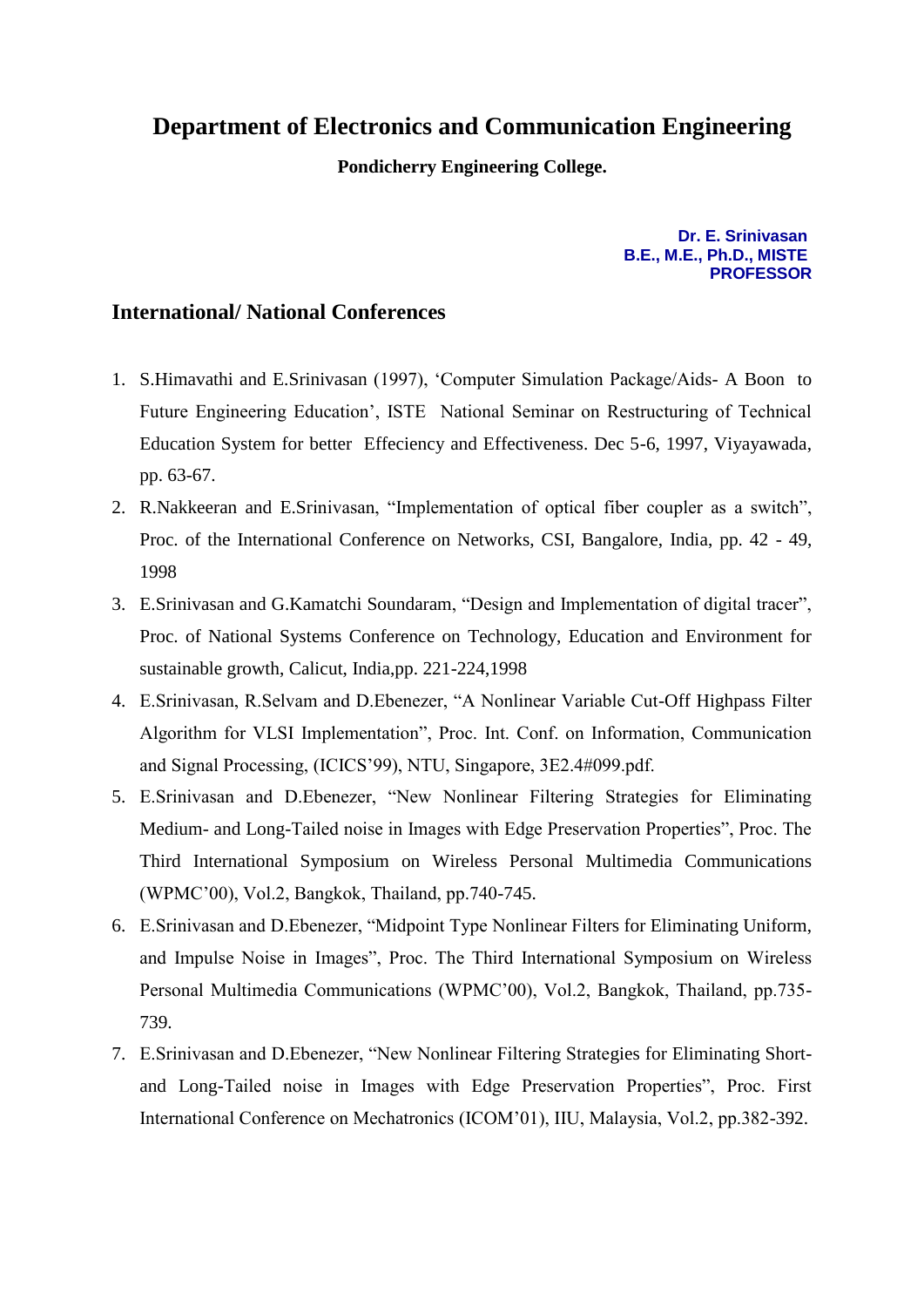# Department of Electronics and Communication Engineering

**Pondicherry Engineering College.**

**Dr. E. Srinivasan**
**B.E., M.E., Ph.D., MISTE**
**PROFESSOR**

## International/ National Conferences

1. S.Himavathi and E.Srinivasan (1997), 'Computer Simulation Package/Aids- A Boon to Future Engineering Education', ISTE National Seminar on Restructuring of Technical Education System for better Effeciency and Effectiveness. Dec 5-6, 1997, Viyayawada, pp. 63-67.
2. R.Nakkeeran and E.Srinivasan, "Implementation of optical fiber coupler as a switch", Proc. of the International Conference on Networks, CSI, Bangalore, India, pp. 42 - 49, 1998
3. E.Srinivasan and G.Kamatchi Soundaram, "Design and Implementation of digital tracer", Proc. of National Systems Conference on Technology, Education and Environment for sustainable growth, Calicut, India,pp. 221-224,1998
4. E.Srinivasan, R.Selvam and D.Ebenezer, "A Nonlinear Variable Cut-Off Highpass Filter Algorithm for VLSI Implementation", Proc. Int. Conf. on Information, Communication and Signal Processing, (ICICS'99), NTU, Singapore, 3E2.4#099.pdf.
5. E.Srinivasan and D.Ebenezer, "New Nonlinear Filtering Strategies for Eliminating Medium- and Long-Tailed noise in Images with Edge Preservation Properties", Proc. The Third International Symposium on Wireless Personal Multimedia Communications (WPMC'00), Vol.2, Bangkok, Thailand, pp.740-745.
6. E.Srinivasan and D.Ebenezer, "Midpoint Type Nonlinear Filters for Eliminating Uniform, and Impulse Noise in Images", Proc. The Third International Symposium on Wireless Personal Multimedia Communications (WPMC'00), Vol.2, Bangkok, Thailand, pp.735-739.
7. E.Srinivasan and D.Ebenezer, "New Nonlinear Filtering Strategies for Eliminating Short- and Long-Tailed noise in Images with Edge Preservation Properties", Proc. First International Conference on Mechatronics (ICOM'01), IIU, Malaysia, Vol.2, pp.382-392.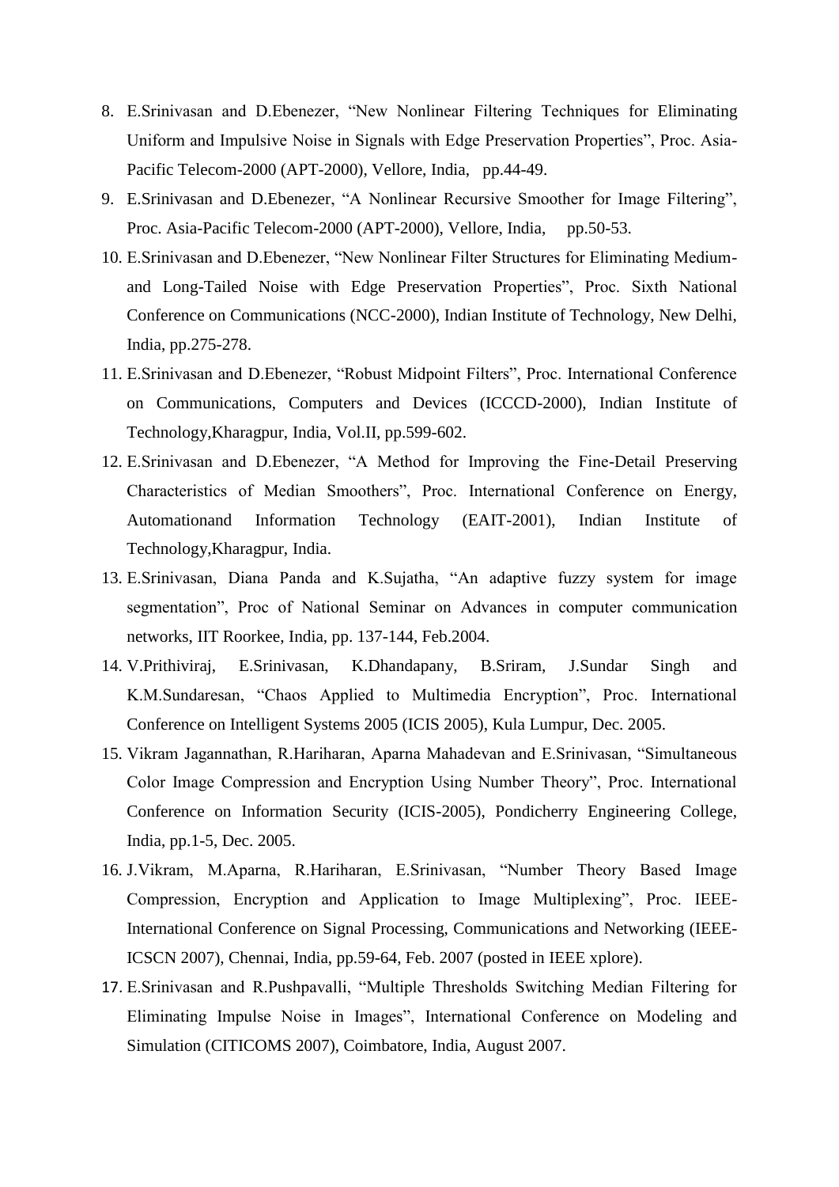8. E.Srinivasan and D.Ebenezer, "New Nonlinear Filtering Techniques for Eliminating Uniform and Impulsive Noise in Signals with Edge Preservation Properties", Proc. Asia-Pacific Telecom-2000 (APT-2000), Vellore, India, pp.44-49.
9. E.Srinivasan and D.Ebenezer, "A Nonlinear Recursive Smoother for Image Filtering", Proc. Asia-Pacific Telecom-2000 (APT-2000), Vellore, India, pp.50-53.
10. E.Srinivasan and D.Ebenezer, "New Nonlinear Filter Structures for Eliminating Medium- and Long-Tailed Noise with Edge Preservation Properties", Proc. Sixth National Conference on Communications (NCC-2000), Indian Institute of Technology, New Delhi, India, pp.275-278.
11. E.Srinivasan and D.Ebenezer, "Robust Midpoint Filters", Proc. International Conference on Communications, Computers and Devices (ICCCD-2000), Indian Institute of Technology,Kharagpur, India, Vol.II, pp.599-602.
12. E.Srinivasan and D.Ebenezer, "A Method for Improving the Fine-Detail Preserving Characteristics of Median Smoothers", Proc. International Conference on Energy, Automationand Information Technology (EAIT-2001), Indian Institute of Technology,Kharagpur, India.
13. E.Srinivasan, Diana Panda and K.Sujatha, "An adaptive fuzzy system for image segmentation", Proc of National Seminar on Advances in computer communication networks, IIT Roorkee, India, pp. 137-144, Feb.2004.
14. V.Prithiviraj, E.Srinivasan, K.Dhandapany, B.Sriram, J.Sundar Singh and K.M.Sundaresan, "Chaos Applied to Multimedia Encryption", Proc. International Conference on Intelligent Systems 2005 (ICIS 2005), Kula Lumpur, Dec. 2005.
15. Vikram Jagannathan, R.Hariharan, Aparna Mahadevan and E.Srinivasan, "Simultaneous Color Image Compression and Encryption Using Number Theory", Proc. International Conference on Information Security (ICIS-2005), Pondicherry Engineering College, India, pp.1-5, Dec. 2005.
16. J.Vikram, M.Aparna, R.Hariharan, E.Srinivasan, "Number Theory Based Image Compression, Encryption and Application to Image Multiplexing", Proc. IEEE-International Conference on Signal Processing, Communications and Networking (IEEE-ICSCN 2007), Chennai, India, pp.59-64, Feb. 2007 (posted in IEEE xplore).
17. E.Srinivasan and R.Pushpavalli, "Multiple Thresholds Switching Median Filtering for Eliminating Impulse Noise in Images", International Conference on Modeling and Simulation (CITICOMS 2007), Coimbatore, India, August 2007.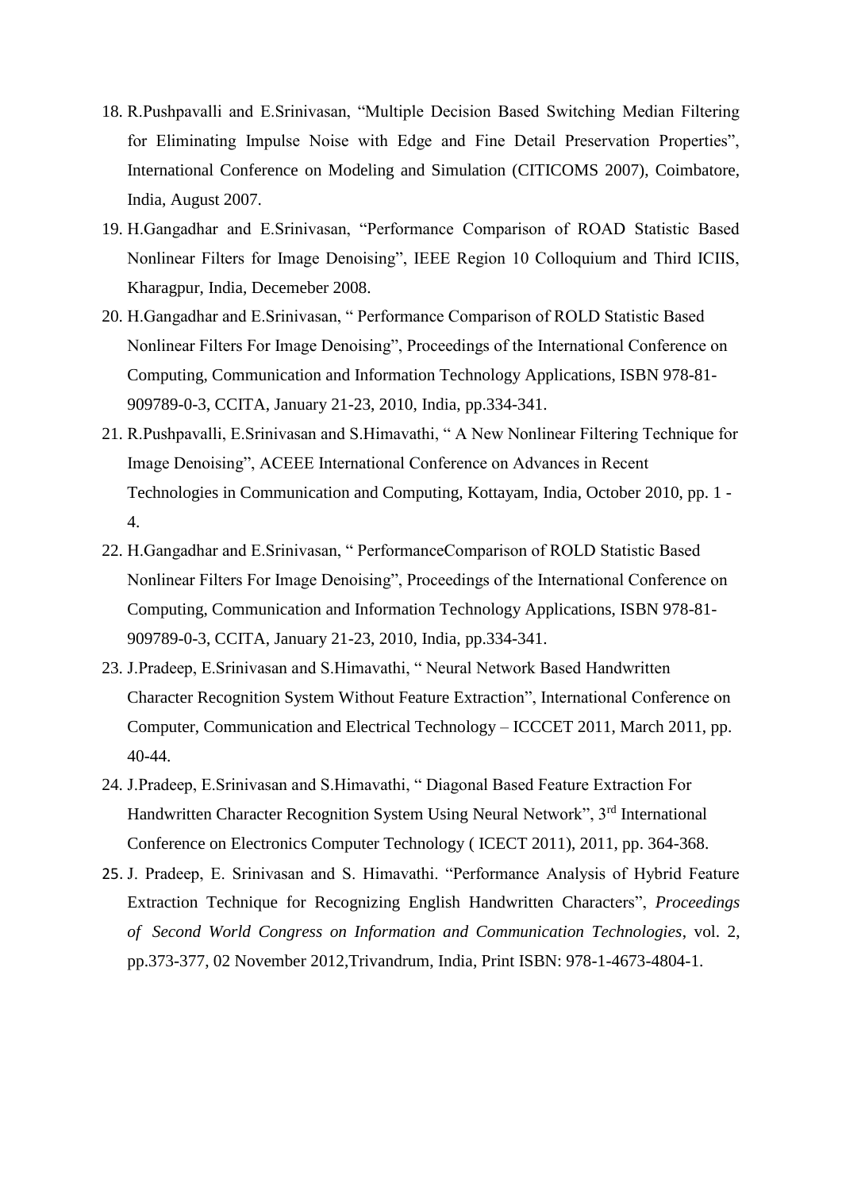18. R.Pushpavalli and E.Srinivasan, "Multiple Decision Based Switching Median Filtering for Eliminating Impulse Noise with Edge and Fine Detail Preservation Properties", International Conference on Modeling and Simulation (CITICOMS 2007), Coimbatore, India, August 2007.
19. H.Gangadhar and E.Srinivasan, "Performance Comparison of ROAD Statistic Based Nonlinear Filters for Image Denoising", IEEE Region 10 Colloquium and Third ICIIS, Kharagpur, India, Decemeber 2008.
20. H.Gangadhar and E.Srinivasan, " Performance Comparison of ROLD Statistic Based Nonlinear Filters For Image Denoising", Proceedings of the International Conference on Computing, Communication and Information Technology Applications, ISBN 978-81-909789-0-3, CCITA, January 21-23, 2010, India, pp.334-341.
21. R.Pushpavalli, E.Srinivasan and S.Himavathi, " A New Nonlinear Filtering Technique for Image Denoising", ACEEE International Conference on Advances in Recent Technologies in Communication and Computing, Kottayam, India, October 2010, pp. 1 - 4.
22. H.Gangadhar and E.Srinivasan, " PerformanceComparison of ROLD Statistic Based Nonlinear Filters For Image Denoising", Proceedings of the International Conference on Computing, Communication and Information Technology Applications, ISBN 978-81-909789-0-3, CCITA, January 21-23, 2010, India, pp.334-341.
23. J.Pradeep, E.Srinivasan and S.Himavathi, " Neural Network Based Handwritten Character Recognition System Without Feature Extraction", International Conference on Computer, Communication and Electrical Technology – ICCCET 2011, March 2011, pp. 40-44.
24. J.Pradeep, E.Srinivasan and S.Himavathi, " Diagonal Based Feature Extraction For Handwritten Character Recognition System Using Neural Network", 3rd International Conference on Electronics Computer Technology ( ICECT 2011), 2011, pp. 364-368.
25. J. Pradeep, E. Srinivasan and S. Himavathi. "Performance Analysis of Hybrid Feature Extraction Technique for Recognizing English Handwritten Characters", *Proceedings of Second World Congress on Information and Communication Technologies*, vol. 2, pp.373-377, 02 November 2012,Trivandrum, India, Print ISBN: 978-1-4673-4804-1.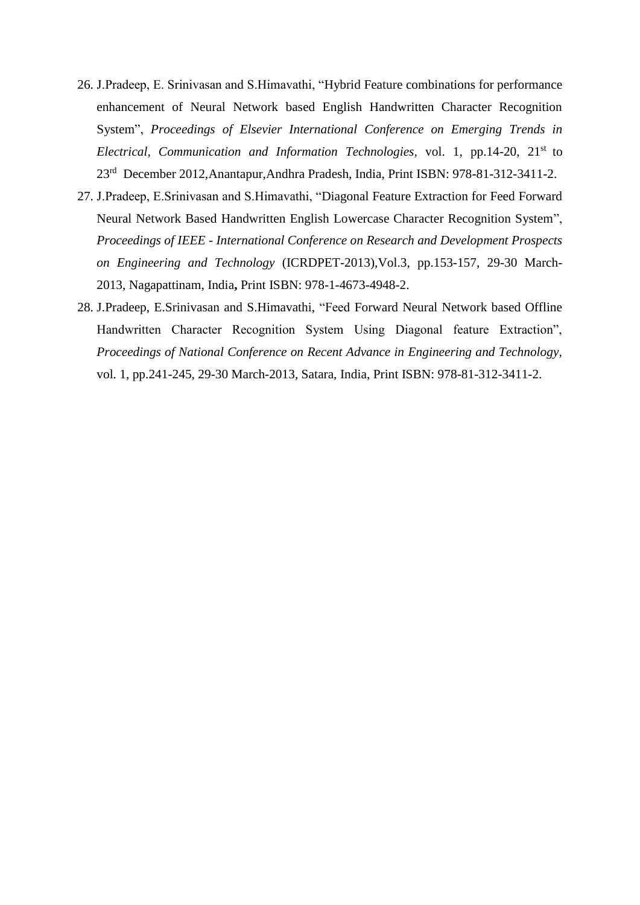26. J.Pradeep, E. Srinivasan and S.Himavathi, "Hybrid Feature combinations for performance enhancement of Neural Network based English Handwritten Character Recognition System", *Proceedings of Elsevier International Conference on Emerging Trends in Electrical, Communication and Information Technologies,* vol. 1, pp.14-20, 21st to 23rd December 2012,Anantapur,Andhra Pradesh, India, Print ISBN: 978-81-312-3411-2.
27. J.Pradeep, E.Srinivasan and S.Himavathi, "Diagonal Feature Extraction for Feed Forward Neural Network Based Handwritten English Lowercase Character Recognition System", *Proceedings of IEEE - International Conference on Research and Development Prospects on Engineering and Technology* (ICRDPET-2013),Vol.3, pp.153-157, 29-30 March-2013, Nagapattinam, India**,** Print ISBN: 978-1-4673-4948-2.
28. J.Pradeep, E.Srinivasan and S.Himavathi, "Feed Forward Neural Network based Offline Handwritten Character Recognition System Using Diagonal feature Extraction", *Proceedings of National Conference on Recent Advance in Engineering and Technology,* vol. 1, pp.241-245, 29-30 March-2013, Satara, India, Print ISBN: 978-81-312-3411-2.